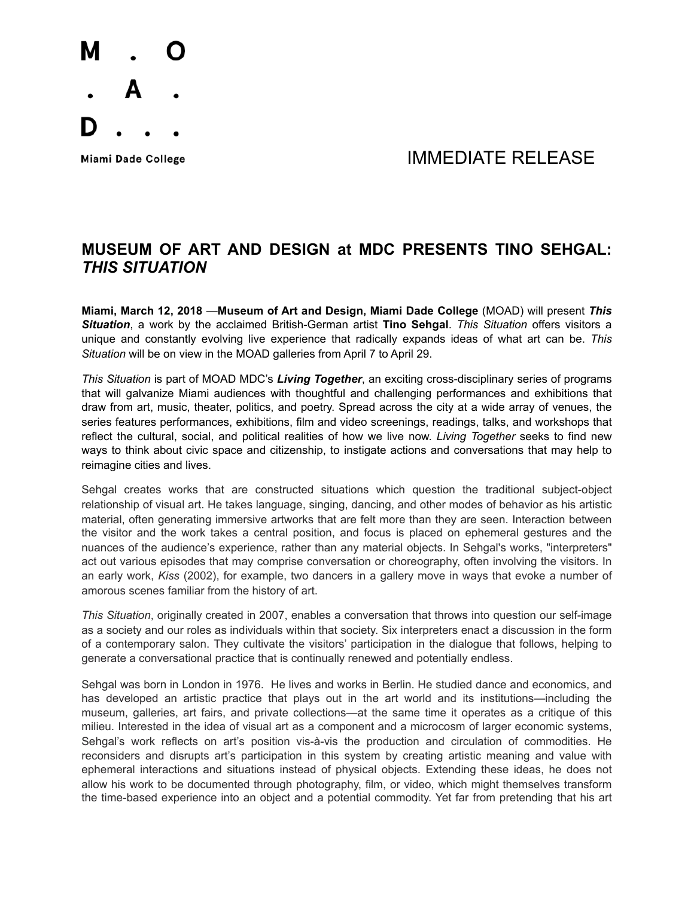M . O
. A .
D . . .

Miami Dade College

IMMEDIATE RELEASE

## MUSEUM OF ART AND DESIGN at MDC PRESENTS TINO SEHGAL: *THIS SITUATION*

**Miami, March 12, 2018** —**Museum of Art and Design, Miami Dade College** (MOAD) will present ***This Situation***, a work by the acclaimed British-German artist **Tino Sehgal**. *This Situation* offers visitors a unique and constantly evolving live experience that radically expands ideas of what art can be. *This Situation* will be on view in the MOAD galleries from April 7 to April 29.

*This Situation* is part of MOAD MDC's ***Living Together***, an exciting cross-disciplinary series of programs that will galvanize Miami audiences with thoughtful and challenging performances and exhibitions that draw from art, music, theater, politics, and poetry. Spread across the city at a wide array of venues, the series features performances, exhibitions, film and video screenings, readings, talks, and workshops that reflect the cultural, social, and political realities of how we live now. *Living Together* seeks to find new ways to think about civic space and citizenship, to instigate actions and conversations that may help to reimagine cities and lives.

Sehgal creates works that are constructed situations which question the traditional subject-object relationship of visual art. He takes language, singing, dancing, and other modes of behavior as his artistic material, often generating immersive artworks that are felt more than they are seen. Interaction between the visitor and the work takes a central position, and focus is placed on ephemeral gestures and the nuances of the audience's experience, rather than any material objects. In Sehgal's works, "interpreters" act out various episodes that may comprise conversation or choreography, often involving the visitors. In an early work, *Kiss* (2002), for example, two dancers in a gallery move in ways that evoke a number of amorous scenes familiar from the history of art.

*This Situation*, originally created in 2007, enables a conversation that throws into question our self-image as a society and our roles as individuals within that society. Six interpreters enact a discussion in the form of a contemporary salon. They cultivate the visitors' participation in the dialogue that follows, helping to generate a conversational practice that is continually renewed and potentially endless.

Sehgal was born in London in 1976. He lives and works in Berlin. He studied dance and economics, and has developed an artistic practice that plays out in the art world and its institutions—including the museum, galleries, art fairs, and private collections—at the same time it operates as a critique of this milieu. Interested in the idea of visual art as a component and a microcosm of larger economic systems, Sehgal's work reflects on art's position vis-à-vis the production and circulation of commodities. He reconsiders and disrupts art's participation in this system by creating artistic meaning and value with ephemeral interactions and situations instead of physical objects. Extending these ideas, he does not allow his work to be documented through photography, film, or video, which might themselves transform the time-based experience into an object and a potential commodity. Yet far from pretending that his art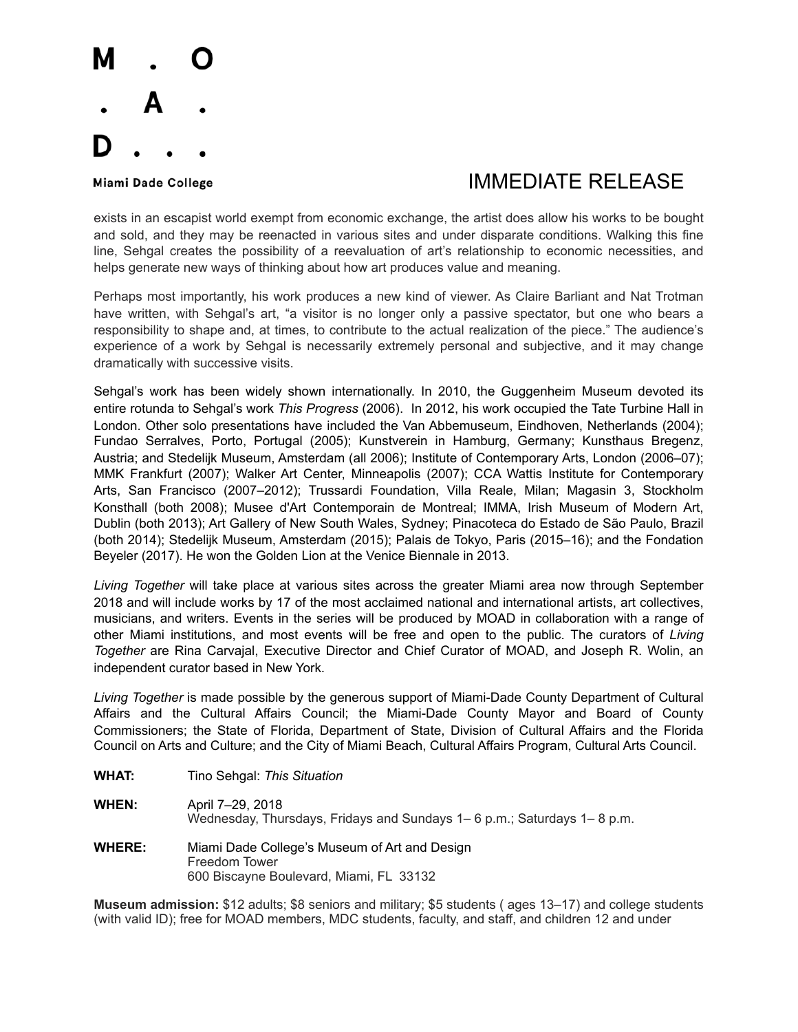exists in an escapist world exempt from economic exchange, the artist does allow his works to be bought and sold, and they may be reenacted in various sites and under disparate conditions. Walking this fine line, Sehgal creates the possibility of a reevaluation of art's relationship to economic necessities, and helps generate new ways of thinking about how art produces value and meaning.

Perhaps most importantly, his work produces a new kind of viewer. As Claire Barliant and Nat Trotman have written, with Sehgal's art, "a visitor is no longer only a passive spectator, but one who bears a responsibility to shape and, at times, to contribute to the actual realization of the piece." The audience's experience of a work by Sehgal is necessarily extremely personal and subjective, and it may change dramatically with successive visits.

Sehgal's work has been widely shown internationally. In 2010, the Guggenheim Museum devoted its entire rotunda to Sehgal's work *This Progress* (2006). In 2012, his work occupied the Tate Turbine Hall in London. Other solo presentations have included the Van Abbemuseum, Eindhoven, Netherlands (2004); Fundao Serralves, Porto, Portugal (2005); Kunstverein in Hamburg, Germany; Kunsthaus Bregenz, Austria; and Stedelijk Museum, Amsterdam (all 2006); Institute of Contemporary Arts, London (2006–07); MMK Frankfurt (2007); Walker Art Center, Minneapolis (2007); CCA Wattis Institute for Contemporary Arts, San Francisco (2007–2012); Trussardi Foundation, Villa Reale, Milan; Magasin 3, Stockholm Konsthall (both 2008); Musee d'Art Contemporain de Montreal; IMMA, Irish Museum of Modern Art, Dublin (both 2013); Art Gallery of New South Wales, Sydney; Pinacoteca do Estado de São Paulo, Brazil (both 2014); Stedelijk Museum, Amsterdam (2015); Palais de Tokyo, Paris (2015–16); and the Fondation Beyeler (2017). He won the Golden Lion at the Venice Biennale in 2013.

*Living Together* will take place at various sites across the greater Miami area now through September 2018 and will include works by 17 of the most acclaimed national and international artists, art collectives, musicians, and writers. Events in the series will be produced by MOAD in collaboration with a range of other Miami institutions, and most events will be free and open to the public. The curators of *Living Together* are Rina Carvajal, Executive Director and Chief Curator of MOAD, and Joseph R. Wolin, an independent curator based in New York.

*Living Together* is made possible by the generous support of Miami-Dade County Department of Cultural Affairs and the Cultural Affairs Council; the Miami-Dade County Mayor and Board of County Commissioners; the State of Florida, Department of State, Division of Cultural Affairs and the Florida Council on Arts and Culture; and the City of Miami Beach, Cultural Affairs Program, Cultural Arts Council.

**WHAT:** Tino Sehgal: *This Situation*

**WHEN:** April 7–29, 2018
Wednesday, Thursdays, Fridays and Sundays 1– 6 p.m.; Saturdays 1– 8 p.m.

**WHERE:** Miami Dade College's Museum of Art and Design
Freedom Tower
600 Biscayne Boulevard, Miami, FL 33132

**Museum admission:** $12 adults; $8 seniors and military; $5 students ( ages 13–17) and college students (with valid ID); free for MOAD members, MDC students, faculty, and staff, and children 12 and under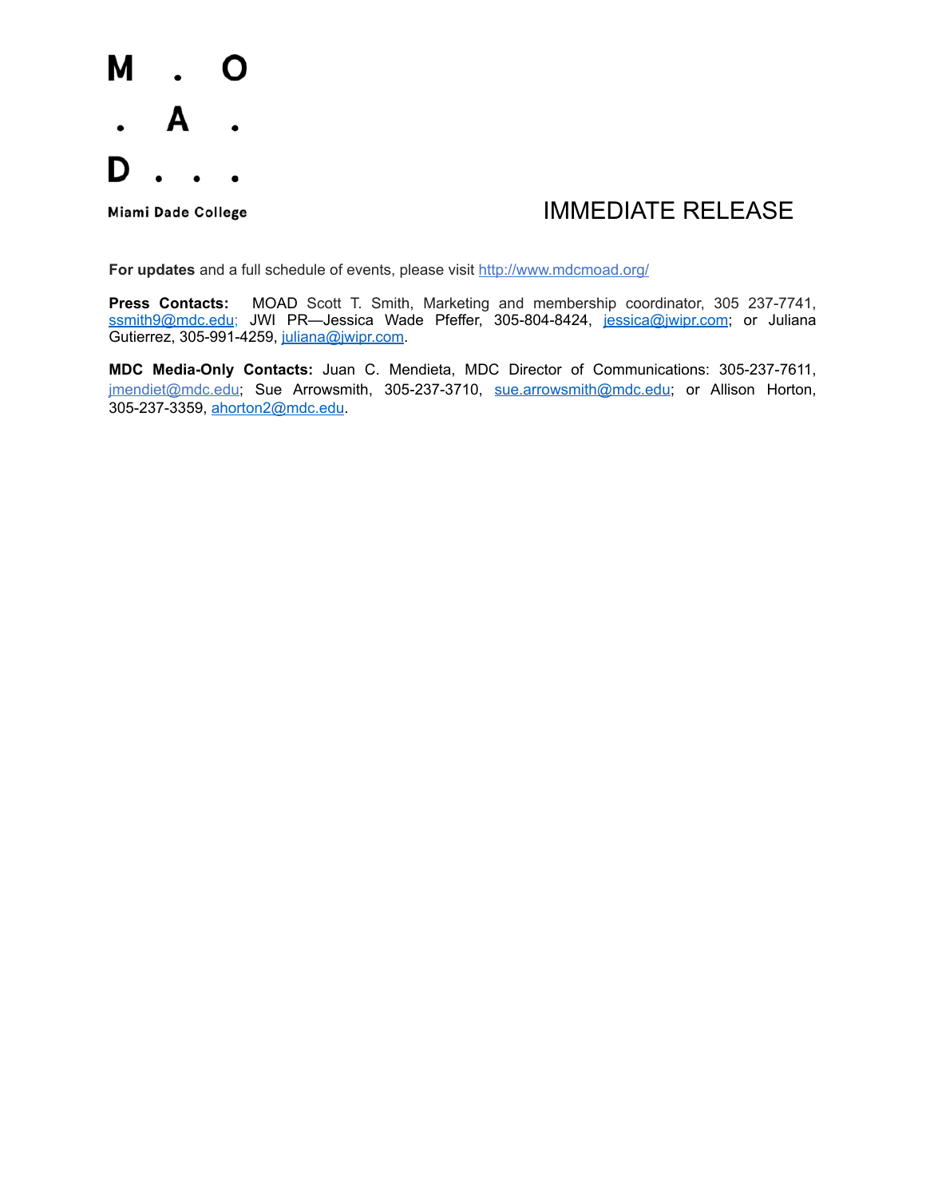M . O

. A .

D . . .

Miami Dade College

IMMEDIATE RELEASE

**For updates** and a full schedule of events, please visit http://www.mdcmoad.org/

**Press Contacts:** MOAD Scott T. Smith, Marketing and membership coordinator, 305 237-7741, ssmith9@mdc.edu; JWI PR—Jessica Wade Pfeffer, 305-804-8424, jessica@jwipr.com; or Juliana Gutierrez, 305-991-4259, juliana@jwipr.com.

**MDC Media-Only Contacts:** Juan C. Mendieta, MDC Director of Communications: 305-237-7611, jmendiet@mdc.edu; Sue Arrowsmith, 305-237-3710, sue.arrowsmith@mdc.edu; or Allison Horton, 305-237-3359, ahorton2@mdc.edu.